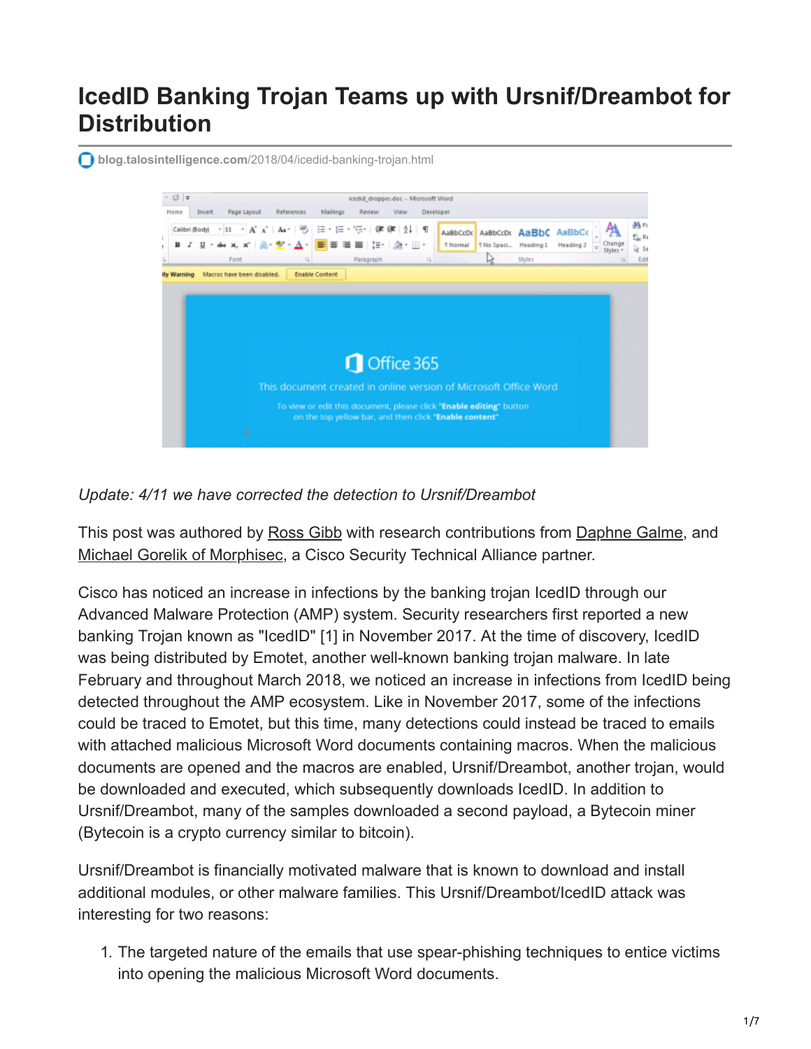# IcedID Banking Trojan Teams up with Ursnif/Dreambot for Distribution

blog.talosintelligence.com/2018/04/icedid-banking-trojan.html

*Update: 4/11 we have corrected the detection to Ursnif/Dreambot*

This post was authored by Ross Gibb with research contributions from Daphne Galme, and Michael Gorelik of Morphisec, a Cisco Security Technical Alliance partner.

Cisco has noticed an increase in infections by the banking trojan IcedID through our Advanced Malware Protection (AMP) system. Security researchers first reported a new banking Trojan known as "IcedID" [1] in November 2017. At the time of discovery, IcedID was being distributed by Emotet, another well-known banking trojan malware. In late February and throughout March 2018, we noticed an increase in infections from IcedID being detected throughout the AMP ecosystem. Like in November 2017, some of the infections could be traced to Emotet, but this time, many detections could instead be traced to emails with attached malicious Microsoft Word documents containing macros. When the malicious documents are opened and the macros are enabled, Ursnif/Dreambot, another trojan, would be downloaded and executed, which subsequently downloads IcedID. In addition to Ursnif/Dreambot, many of the samples downloaded a second payload, a Bytecoin miner (Bytecoin is a crypto currency similar to bitcoin).

Ursnif/Dreambot is financially motivated malware that is known to download and install additional modules, or other malware families. This Ursnif/Dreambot/IcedID attack was interesting for two reasons:

1. The targeted nature of the emails that use spear-phishing techniques to entice victims into opening the malicious Microsoft Word documents.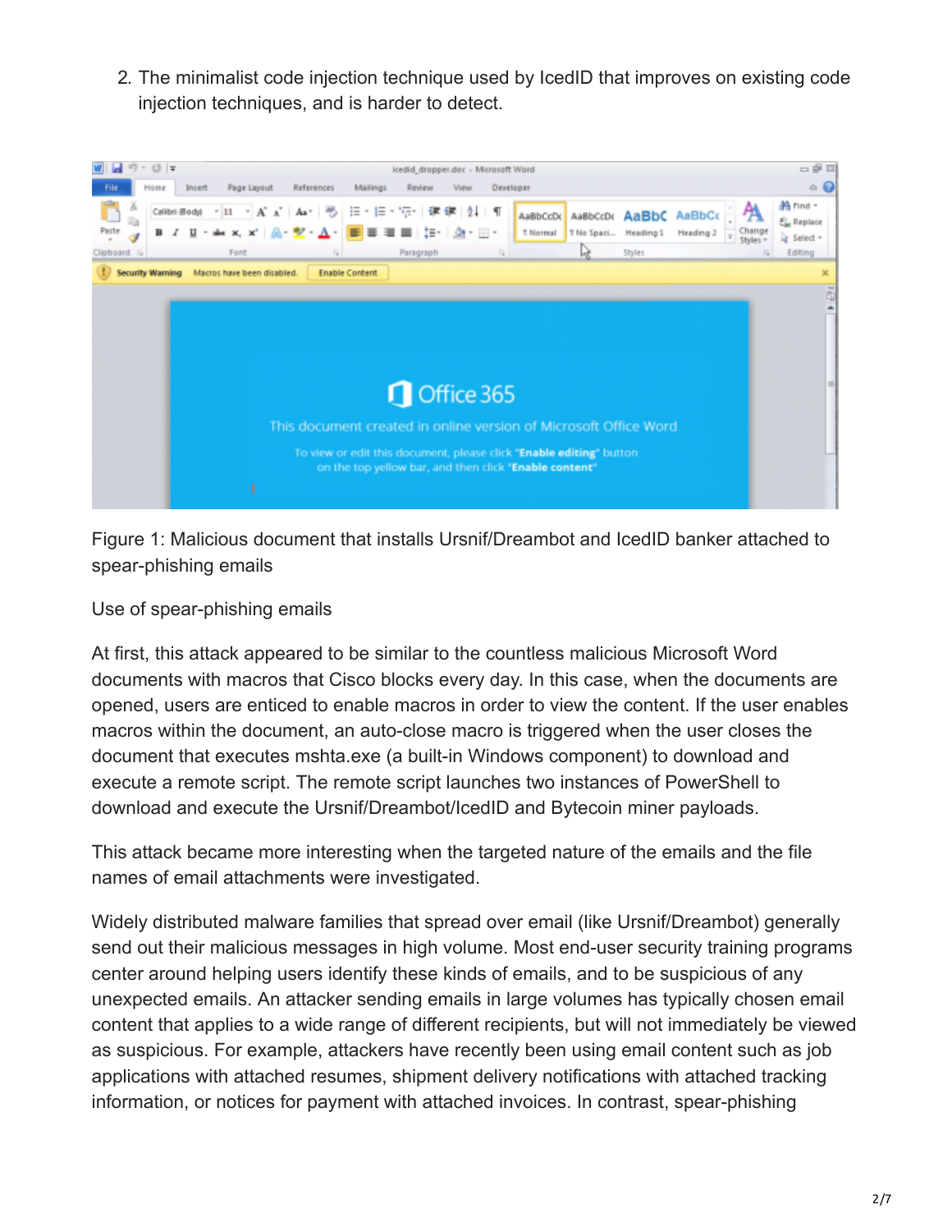2. The minimalist code injection technique used by IcedID that improves on existing code injection techniques, and is harder to detect.

Figure 1: Malicious document that installs Ursnif/Dreambot and IcedID banker attached to spear-phishing emails

Use of spear-phishing emails

At first, this attack appeared to be similar to the countless malicious Microsoft Word documents with macros that Cisco blocks every day. In this case, when the documents are opened, users are enticed to enable macros in order to view the content. If the user enables macros within the document, an auto-close macro is triggered when the user closes the document that executes mshta.exe (a built-in Windows component) to download and execute a remote script. The remote script launches two instances of PowerShell to download and execute the Ursnif/Dreambot/IcedID and Bytecoin miner payloads.

This attack became more interesting when the targeted nature of the emails and the file names of email attachments were investigated.

Widely distributed malware families that spread over email (like Ursnif/Dreambot) generally send out their malicious messages in high volume. Most end-user security training programs center around helping users identify these kinds of emails, and to be suspicious of any unexpected emails. An attacker sending emails in large volumes has typically chosen email content that applies to a wide range of different recipients, but will not immediately be viewed as suspicious. For example, attackers have recently been using email content such as job applications with attached resumes, shipment delivery notifications with attached tracking information, or notices for payment with attached invoices. In contrast, spear-phishing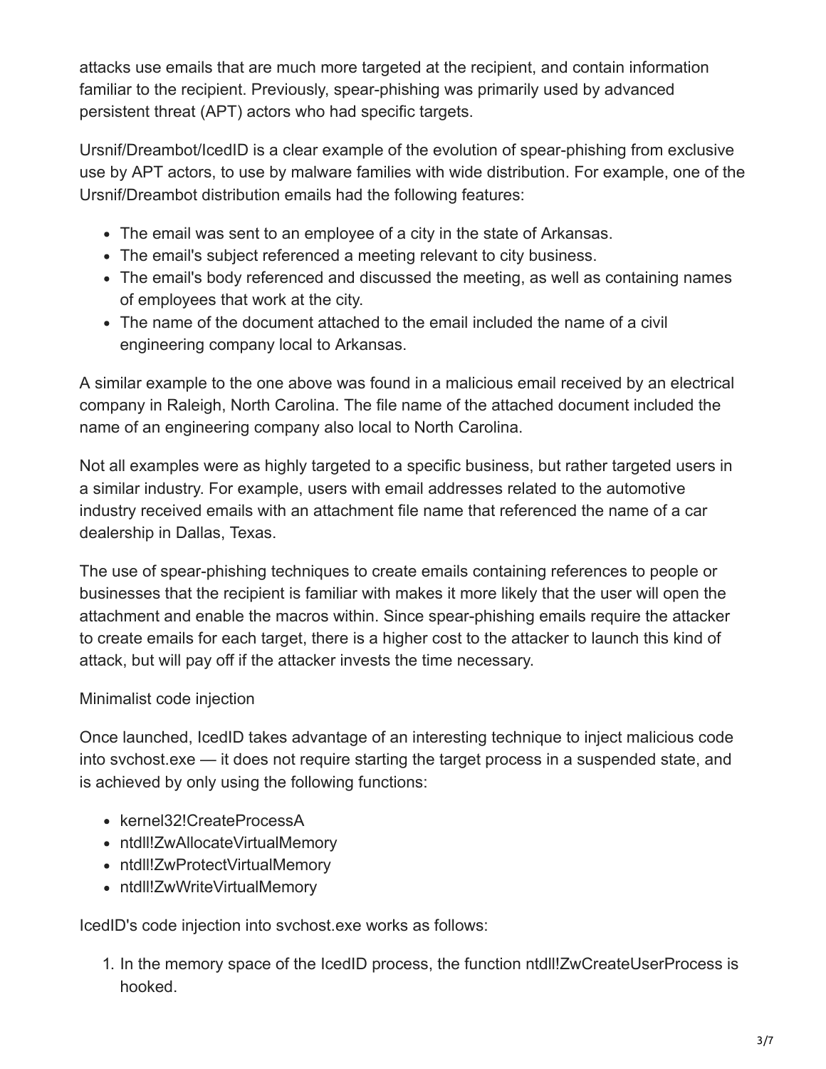attacks use emails that are much more targeted at the recipient, and contain information familiar to the recipient. Previously, spear-phishing was primarily used by advanced persistent threat (APT) actors who had specific targets.

Ursnif/Dreambot/IcedID is a clear example of the evolution of spear-phishing from exclusive use by APT actors, to use by malware families with wide distribution. For example, one of the Ursnif/Dreambot distribution emails had the following features:

- The email was sent to an employee of a city in the state of Arkansas.
- The email's subject referenced a meeting relevant to city business.
- The email's body referenced and discussed the meeting, as well as containing names of employees that work at the city.
- The name of the document attached to the email included the name of a civil engineering company local to Arkansas.

A similar example to the one above was found in a malicious email received by an electrical company in Raleigh, North Carolina. The file name of the attached document included the name of an engineering company also local to North Carolina.

Not all examples were as highly targeted to a specific business, but rather targeted users in a similar industry. For example, users with email addresses related to the automotive industry received emails with an attachment file name that referenced the name of a car dealership in Dallas, Texas.

The use of spear-phishing techniques to create emails containing references to people or businesses that the recipient is familiar with makes it more likely that the user will open the attachment and enable the macros within. Since spear-phishing emails require the attacker to create emails for each target, there is a higher cost to the attacker to launch this kind of attack, but will pay off if the attacker invests the time necessary.

Minimalist code injection

Once launched, IcedID takes advantage of an interesting technique to inject malicious code into svchost.exe — it does not require starting the target process in a suspended state, and is achieved by only using the following functions:

- kernel32!CreateProcessA
- ntdll!ZwAllocateVirtualMemory
- ntdll!ZwProtectVirtualMemory
- ntdll!ZwWriteVirtualMemory

IcedID's code injection into svchost.exe works as follows:

1. In the memory space of the IcedID process, the function ntdll!ZwCreateUserProcess is hooked.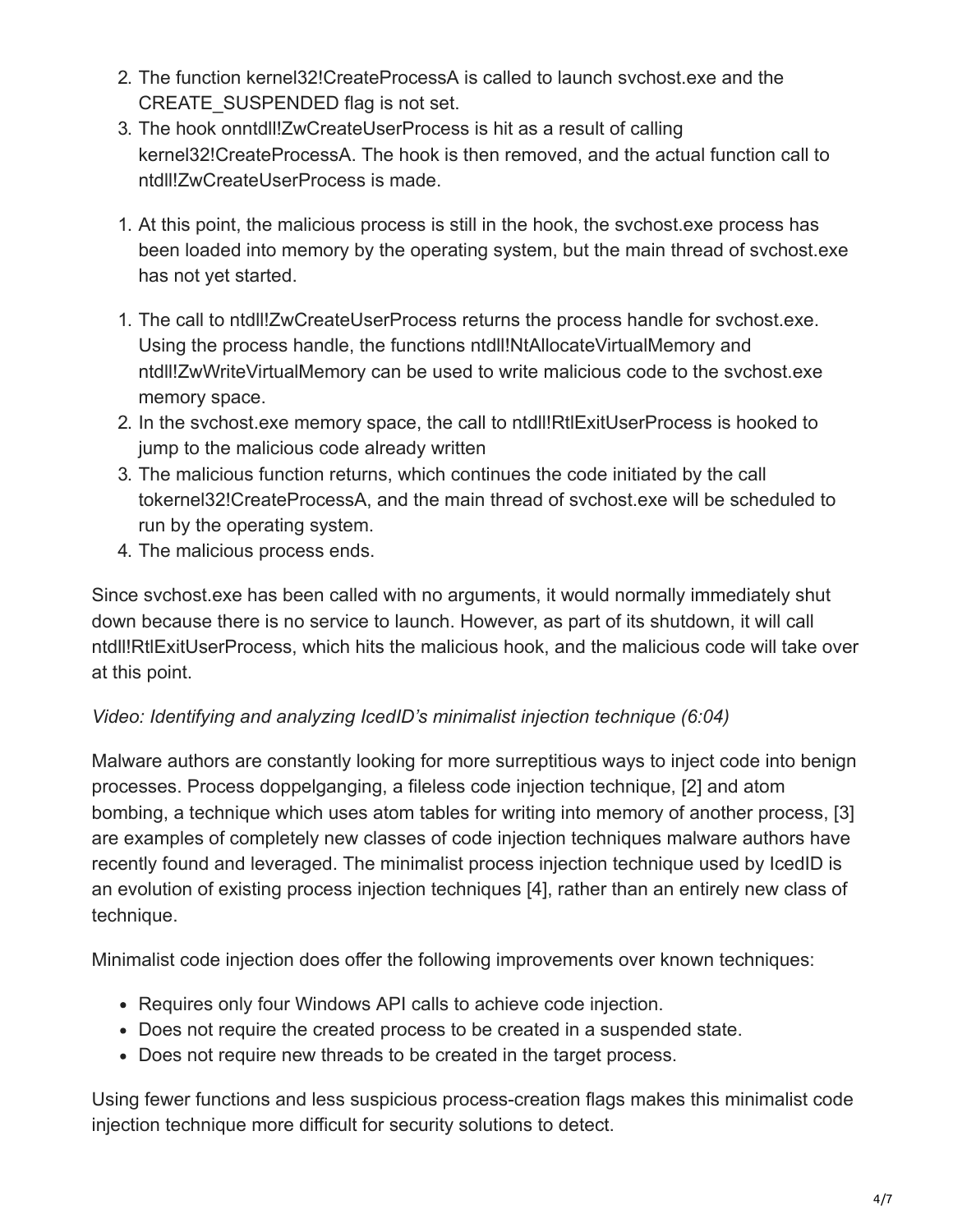2. The function kernel32!CreateProcessA is called to launch svchost.exe and the CREATE_SUSPENDED flag is not set.
3. The hook onntdll!ZwCreateUserProcess is hit as a result of calling kernel32!CreateProcessA. The hook is then removed, and the actual function call to ntdll!ZwCreateUserProcess is made.

1. At this point, the malicious process is still in the hook, the svchost.exe process has been loaded into memory by the operating system, but the main thread of svchost.exe has not yet started.

1. The call to ntdll!ZwCreateUserProcess returns the process handle for svchost.exe. Using the process handle, the functions ntdll!NtAllocateVirtualMemory and ntdll!ZwWriteVirtualMemory can be used to write malicious code to the svchost.exe memory space.
2. In the svchost.exe memory space, the call to ntdll!RtlExitUserProcess is hooked to jump to the malicious code already written
3. The malicious function returns, which continues the code initiated by the call tokernel32!CreateProcessA, and the main thread of svchost.exe will be scheduled to run by the operating system.
4. The malicious process ends.

Since svchost.exe has been called with no arguments, it would normally immediately shut down because there is no service to launch. However, as part of its shutdown, it will call ntdll!RtlExitUserProcess, which hits the malicious hook, and the malicious code will take over at this point.

*Video: Identifying and analyzing IcedID's minimalist injection technique (6:04)*

Malware authors are constantly looking for more surreptitious ways to inject code into benign processes. Process doppelganging, a fileless code injection technique, [2] and atom bombing, a technique which uses atom tables for writing into memory of another process, [3] are examples of completely new classes of code injection techniques malware authors have recently found and leveraged. The minimalist process injection technique used by IcedID is an evolution of existing process injection techniques [4], rather than an entirely new class of technique.

Minimalist code injection does offer the following improvements over known techniques:

- Requires only four Windows API calls to achieve code injection.
- Does not require the created process to be created in a suspended state.
- Does not require new threads to be created in the target process.

Using fewer functions and less suspicious process-creation flags makes this minimalist code injection technique more difficult for security solutions to detect.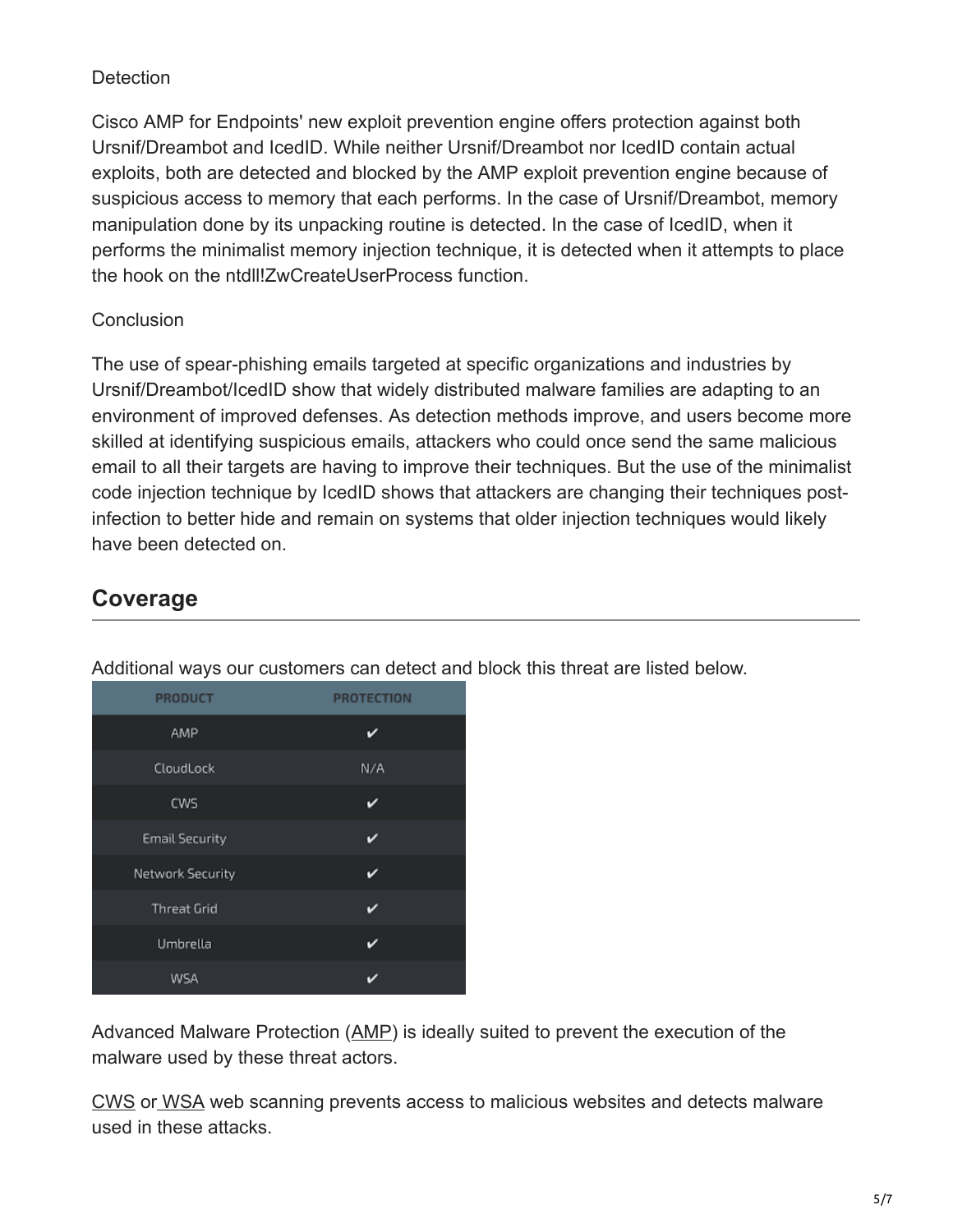Detection

Cisco AMP for Endpoints' new exploit prevention engine offers protection against both Ursnif/Dreambot and IcedID. While neither Ursnif/Dreambot nor IcedID contain actual exploits, both are detected and blocked by the AMP exploit prevention engine because of suspicious access to memory that each performs. In the case of Ursnif/Dreambot, memory manipulation done by its unpacking routine is detected. In the case of IcedID, when it performs the minimalist memory injection technique, it is detected when it attempts to place the hook on the ntdll!ZwCreateUserProcess function.

Conclusion

The use of spear-phishing emails targeted at specific organizations and industries by Ursnif/Dreambot/IcedID show that widely distributed malware families are adapting to an environment of improved defenses. As detection methods improve, and users become more skilled at identifying suspicious emails, attackers who could once send the same malicious email to all their targets are having to improve their techniques. But the use of the minimalist code injection technique by IcedID shows that attackers are changing their techniques post-infection to better hide and remain on systems that older injection techniques would likely have been detected on.

## Coverage

Additional ways our customers can detect and block this threat are listed below.

| PRODUCT | PROTECTION |
| --- | --- |
| AMP | ✔ |
| CloudLock | N/A |
| CWS | ✔ |
| Email Security | ✔ |
| Network Security | ✔ |
| Threat Grid | ✔ |
| Umbrella | ✔ |
| WSA | ✔ |

Advanced Malware Protection (AMP) is ideally suited to prevent the execution of the malware used by these threat actors.

CWS or WSA web scanning prevents access to malicious websites and detects malware used in these attacks.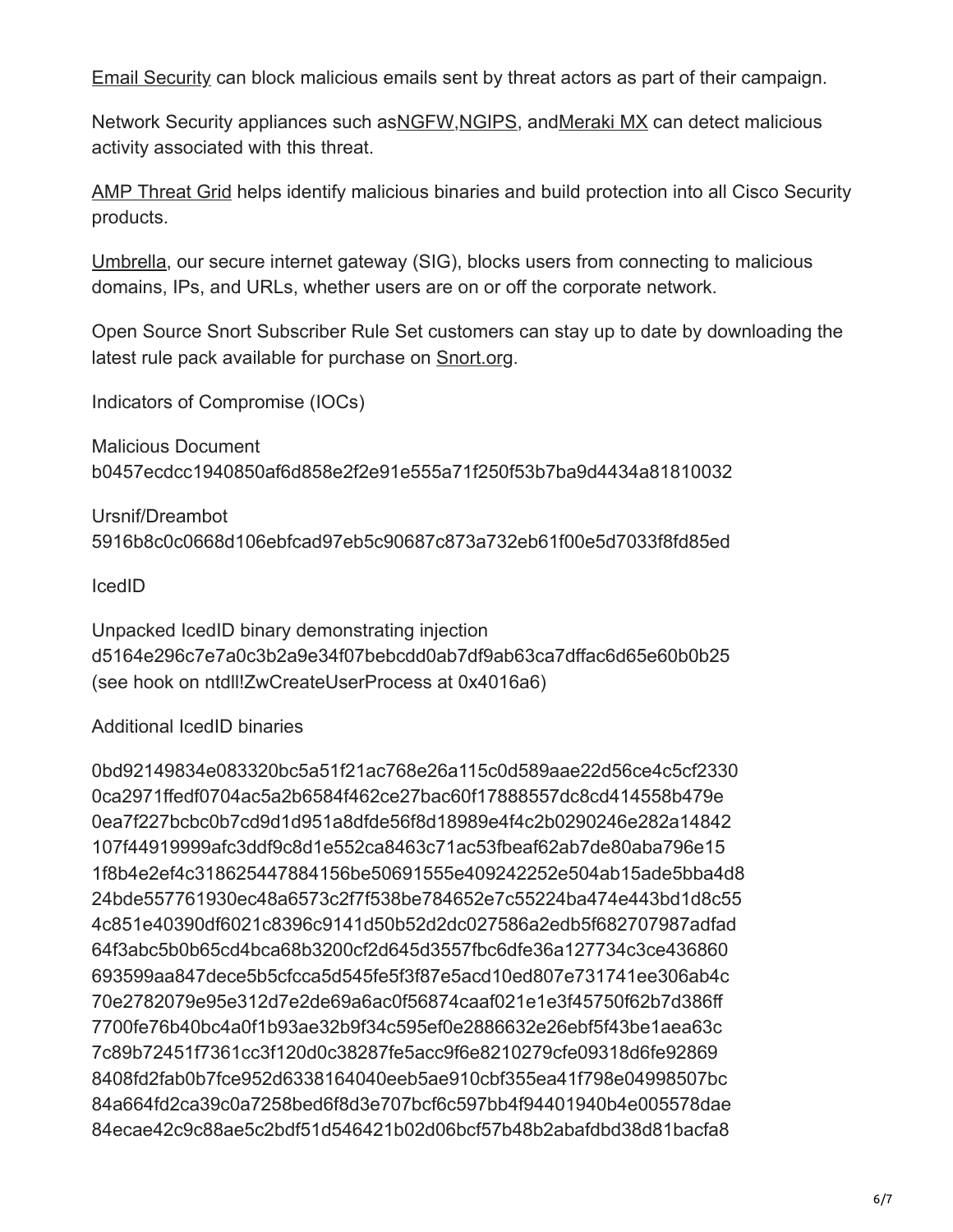[Email Security](#) can block malicious emails sent by threat actors as part of their campaign.

Network Security appliances such as[NGFW](#),[NGIPS](#), and[Meraki MX](#) can detect malicious activity associated with this threat.

[AMP Threat Grid](#) helps identify malicious binaries and build protection into all Cisco Security products.

[Umbrella](#), our secure internet gateway (SIG), blocks users from connecting to malicious domains, IPs, and URLs, whether users are on or off the corporate network.

Open Source Snort Subscriber Rule Set customers can stay up to date by downloading the latest rule pack available for purchase on [Snort.org](#).

Indicators of Compromise (IOCs)

Malicious Document
b0457ecdcc1940850af6d858e2f2e91e555a71f250f53b7ba9d4434a81810032

Ursnif/Dreambot
5916b8c0c0668d106ebfcad97eb5c90687c873a732eb61f00e5d7033f8fd85ed

IcedID

Unpacked IcedID binary demonstrating injection
d5164e296c7e7a0c3b2a9e34f07bebcdd0ab7df9ab63ca7dffac6d65e60b0b25
(see hook on ntdll!ZwCreateUserProcess at 0x4016a6)

Additional IcedID binaries

0bd92149834e083320bc5a51f21ac768e26a115c0d589aae22d56ce4c5cf2330
0ca2971ffedf0704ac5a2b6584f462ce27bac60f17888557dc8cd414558b479e
0ea7f227bcbc0b7cd9d1d951a8dfde56f8d18989e4f4c2b0290246e282a14842
107f44919999afc3ddf9c8d1e552ca8463c71ac53fbeaf62ab7de80aba796e15
1f8b4e2ef4c318625447884156be50691555e409242252e504ab15ade5bba4d8
24bde557761930ec48a6573c2f7f538be784652e7c55224ba474e443bd1d8c55
4c851e40390df6021c8396c9141d50b52d2dc027586a2edb5f682707987adfad
64f3abc5b0b65cd4bca68b3200cf2d645d3557fbc6dfe36a127734c3ce436860
693599aa847dece5b5cfcca5d545fe5f3f87e5acd10ed807e731741ee306ab4c
70e2782079e95e312d7e2de69a6ac0f56874caaf021e1e3f45750f62b7d386ff
7700fe76b40bc4a0f1b93ae32b9f34c595ef0e2886632e26ebf5f43be1aea63c
7c89b72451f7361cc3f120d0c38287fe5acc9f6e8210279cfe09318d6fe92869
8408fd2fab0b7fce952d6338164040eeb5ae910cbf355ea41f798e04998507bc
84a664fd2ca39c0a7258bed6f8d3e707bcf6c597bb4f94401940b4e005578dae
84ecae42c9c88ae5c2bdf51d546421b02d06bcf57b48b2abafdbd38d81bacfa8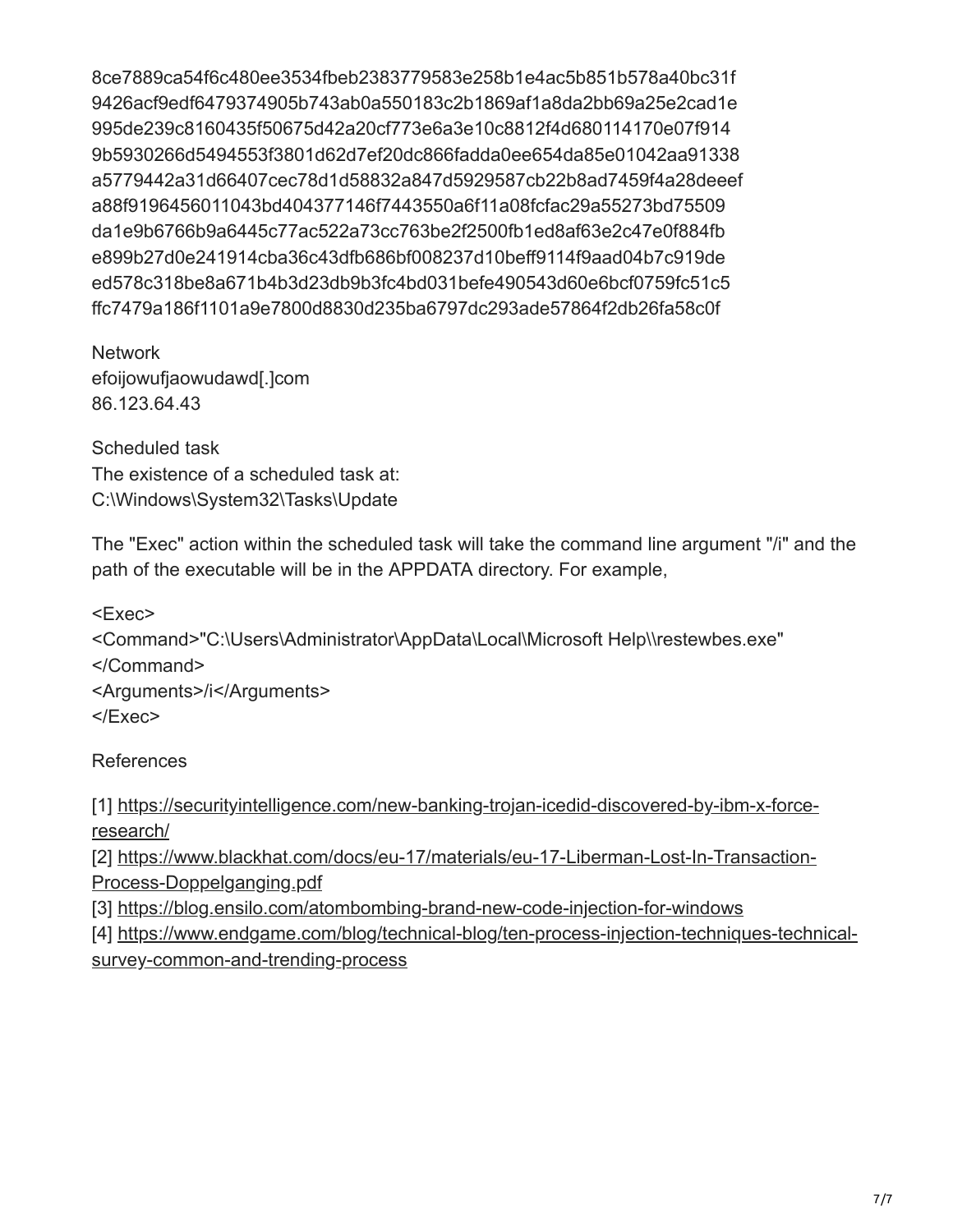8ce7889ca54f6c480ee3534fbeb2383779583e258b1e4ac5b851b578a40bc31f
9426acf9edf6479374905b743ab0a550183c2b1869af1a8da2bb69a25e2cad1e
995de239c8160435f50675d42a20cf773e6a3e10c8812f4d680114170e07f914
9b5930266d5494553f3801d62d7ef20dc866fadda0ee654da85e01042aa91338
a5779442a31d66407cec78d1d58832a847d5929587cb22b8ad7459f4a28deeef
a88f9196456011043bd404377146f7443550a6f11a08fcfac29a55273bd75509
da1e9b6766b9a6445c77ac522a73cc763be2f2500fb1ed8af63e2c47e0f884fb
e899b27d0e241914cba36c43dfb686bf008237d10beff9114f9aad04b7c919de
ed578c318be8a671b4b3d23db9b3fc4bd031befe490543d60e6bcf0759fc51c5
ffc7479a186f1101a9e7800d8830d235ba6797dc293ade57864f2db26fa58c0f

Network
efoijowufjaowudawd[.]com
86.123.64.43

Scheduled task
The existence of a scheduled task at:
C:\Windows\System32\Tasks\Update

The "Exec" action within the scheduled task will take the command line argument "/i" and the path of the executable will be in the APPDATA directory. For example,

```
<Exec>
<Command>"C:\Users\Administrator\AppData\Local\Microsoft Help\\restewbes.exe"
</Command>
<Arguments>/i</Arguments>
</Exec>
```

References

[1] https://securityintelligence.com/new-banking-trojan-icedid-discovered-by-ibm-x-force-research/
[2] https://www.blackhat.com/docs/eu-17/materials/eu-17-Liberman-Lost-In-Transaction-Process-Doppelganging.pdf
[3] https://blog.ensilo.com/atombombing-brand-new-code-injection-for-windows
[4] https://www.endgame.com/blog/technical-blog/ten-process-injection-techniques-technical-survey-common-and-trending-process